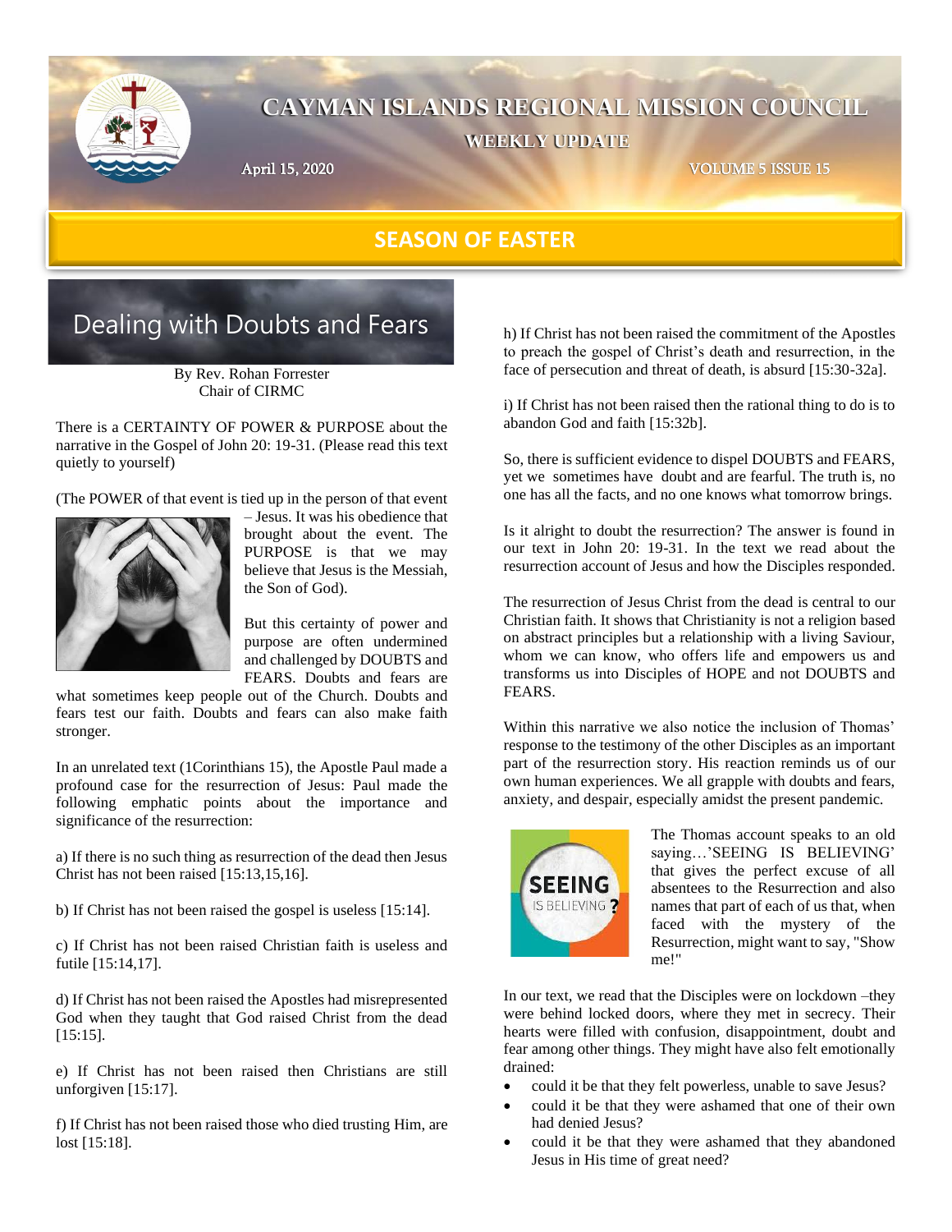# CAYMAN ISLANDS REGIONAL MISSION COUNCIL

**WEEKLY UPDATE**

April 15, 2020

## SEASON OF EASTER

## Dealing with Doubts and Fears

By Rev. Rohan Forrester
Chair of CIRMC

There is a CERTAINTY OF POWER & PURPOSE about the narrative in the Gospel of John 20: 19-31. (Please read this text quietly to yourself)

(The POWER of that event is tied up in the person of that event – Jesus. It was his obedience that brought about the event. The PURPOSE is that we may believe that Jesus is the Messiah, the Son of God).

But this certainty of power and purpose are often undermined and challenged by DOUBTS and FEARS. Doubts and fears are what sometimes keep people out of the Church. Doubts and fears test our faith. Doubts and fears can also make faith stronger.

In an unrelated text (1Corinthians 15), the Apostle Paul made a profound case for the resurrection of Jesus: Paul made the following emphatic points about the importance and significance of the resurrection:

a) If there is no such thing as resurrection of the dead then Jesus Christ has not been raised [15:13,15,16].

b) If Christ has not been raised the gospel is useless [15:14].

c) If Christ has not been raised Christian faith is useless and futile [15:14,17].

d) If Christ has not been raised the Apostles had misrepresented God when they taught that God raised Christ from the dead [15:15].

e) If Christ has not been raised then Christians are still unforgiven [15:17].

f) If Christ has not been raised those who died trusting Him, are lost [15:18].

h) If Christ has not been raised the commitment of the Apostles to preach the gospel of Christ's death and resurrection, in the face of persecution and threat of death, is absurd [15:30-32a].

i) If Christ has not been raised then the rational thing to do is to abandon God and faith [15:32b].

So, there is sufficient evidence to dispel DOUBTS and FEARS, yet we sometimes have doubt and are fearful. The truth is, no one has all the facts, and no one knows what tomorrow brings.

Is it alright to doubt the resurrection? The answer is found in our text in John 20: 19-31. In the text we read about the resurrection account of Jesus and how the Disciples responded.

The resurrection of Jesus Christ from the dead is central to our Christian faith. It shows that Christianity is not a religion based on abstract principles but a relationship with a living Saviour, whom we can know, who offers life and empowers us and transforms us into Disciples of HOPE and not DOUBTS and FEARS.

Within this narrative we also notice the inclusion of Thomas' response to the testimony of the other Disciples as an important part of the resurrection story. His reaction reminds us of our own human experiences. We all grapple with doubts and fears, anxiety, and despair, especially amidst the present pandemic.

The Thomas account speaks to an old saying…'SEEING IS BELIEVING' that gives the perfect excuse of all absentees to the Resurrection and also names that part of each of us that, when faced with the mystery of the Resurrection, might want to say, "Show me!"

In our text, we read that the Disciples were on lockdown –they were behind locked doors, where they met in secrecy. Their hearts were filled with confusion, disappointment, doubt and fear among other things. They might have also felt emotionally drained:

- could it be that they felt powerless, unable to save Jesus?
- could it be that they were ashamed that one of their own had denied Jesus?
- could it be that they were ashamed that they abandoned Jesus in His time of great need?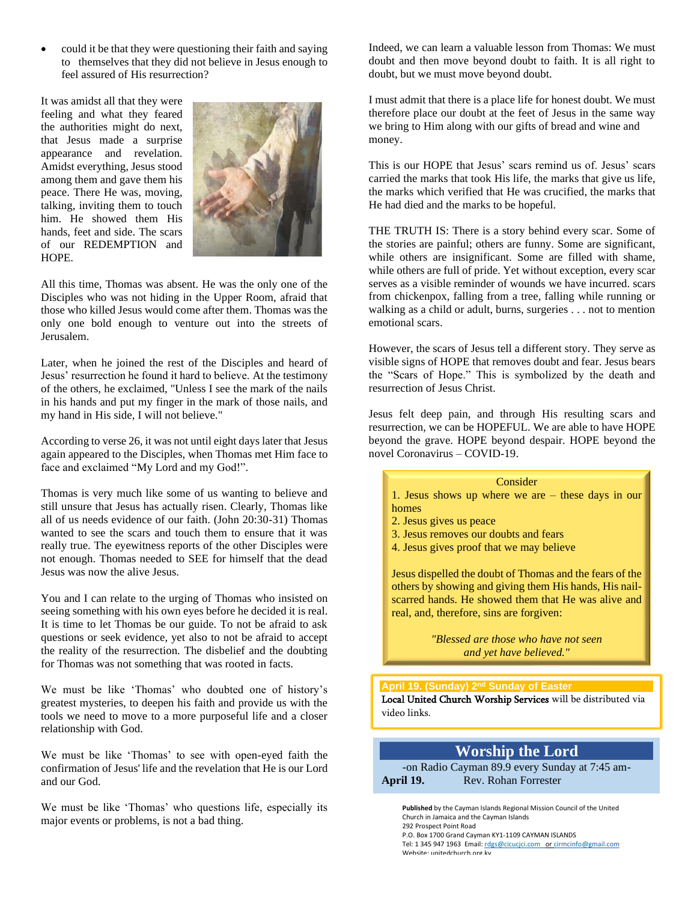- could it be that they were questioning their faith and saying to themselves that they did not believe in Jesus enough to feel assured of His resurrection?

It was amidst all that they were feeling and what they feared the authorities might do next, that Jesus made a surprise appearance and revelation. Amidst everything, Jesus stood among them and gave them his peace. There He was, moving, talking, inviting them to touch him. He showed them His hands, feet and side. The scars of our REDEMPTION and HOPE.

All this time, Thomas was absent. He was the only one of the Disciples who was not hiding in the Upper Room, afraid that those who killed Jesus would come after them. Thomas was the only one bold enough to venture out into the streets of Jerusalem.

Later, when he joined the rest of the Disciples and heard of Jesus' resurrection he found it hard to believe. At the testimony of the others, he exclaimed, "Unless I see the mark of the nails in his hands and put my finger in the mark of those nails, and my hand in His side, I will not believe."

According to verse 26, it was not until eight days later that Jesus again appeared to the Disciples, when Thomas met Him face to face and exclaimed "My Lord and my God!".

Thomas is very much like some of us wanting to believe and still unsure that Jesus has actually risen. Clearly, Thomas like all of us needs evidence of our faith. (John 20:30-31) Thomas wanted to see the scars and touch them to ensure that it was really true. The eyewitness reports of the other Disciples were not enough. Thomas needed to SEE for himself that the dead Jesus was now the alive Jesus.

You and I can relate to the urging of Thomas who insisted on seeing something with his own eyes before he decided it is real. It is time to let Thomas be our guide. To not be afraid to ask questions or seek evidence, yet also to not be afraid to accept the reality of the resurrection. The disbelief and the doubting for Thomas was not something that was rooted in facts.

We must be like 'Thomas' who doubted one of history's greatest mysteries, to deepen his faith and provide us with the tools we need to move to a more purposeful life and a closer relationship with God.

We must be like 'Thomas' to see with open-eyed faith the confirmation of Jesus' life and the revelation that He is our Lord and our God.

We must be like 'Thomas' who questions life, especially its major events or problems, is not a bad thing.

Indeed, we can learn a valuable lesson from Thomas: We must doubt and then move beyond doubt to faith. It is all right to doubt, but we must move beyond doubt.

I must admit that there is a place life for honest doubt. We must therefore place our doubt at the feet of Jesus in the same way we bring to Him along with our gifts of bread and wine and money.

This is our HOPE that Jesus' scars remind us of. Jesus' scars carried the marks that took His life, the marks that give us life, the marks which verified that He was crucified, the marks that He had died and the marks to be hopeful.

THE TRUTH IS: There is a story behind every scar. Some of the stories are painful; others are funny. Some are significant, while others are insignificant. Some are filled with shame, while others are full of pride. Yet without exception, every scar serves as a visible reminder of wounds we have incurred. scars from chickenpox, falling from a tree, falling while running or walking as a child or adult, burns, surgeries . . . not to mention emotional scars.

However, the scars of Jesus tell a different story. They serve as visible signs of HOPE that removes doubt and fear. Jesus bears the "Scars of Hope." This is symbolized by the death and resurrection of Jesus Christ.

Jesus felt deep pain, and through His resulting scars and resurrection, we can be HOPEFUL. We are able to have HOPE beyond the grave. HOPE beyond despair. HOPE beyond the novel Coronavirus – COVID-19.

Consider

1. Jesus shows up where we are – these days in our homes
2. Jesus gives us peace
3. Jesus removes our doubts and fears
4. Jesus gives proof that we may believe

Jesus dispelled the doubt of Thomas and the fears of the others by showing and giving them His hands, His nail-scarred hands. He showed them that He was alive and real, and, therefore, sins are forgiven:

*"Blessed are those who have not seen and yet have believed."*

**April 19. (Sunday) 2nd Sunday of Easter**

Local United Church Worship Services will be distributed via video links.

## Worship the Lord

-on Radio Cayman 89.9 every Sunday at 7:45 am-

**April 19.** Rev. Rohan Forrester

**Published** by the Cayman Islands Regional Mission Council of the United Church in Jamaica and the Cayman Islands
292 Prospect Point Road
P.O. Box 1700 Grand Cayman KY1-1109 CAYMAN ISLANDS
Tel: 1 345 947 1963 Email: rdgs@cicucjci.com or cirmcinfo@gmail.com
Website: unitedchurch.org.ky